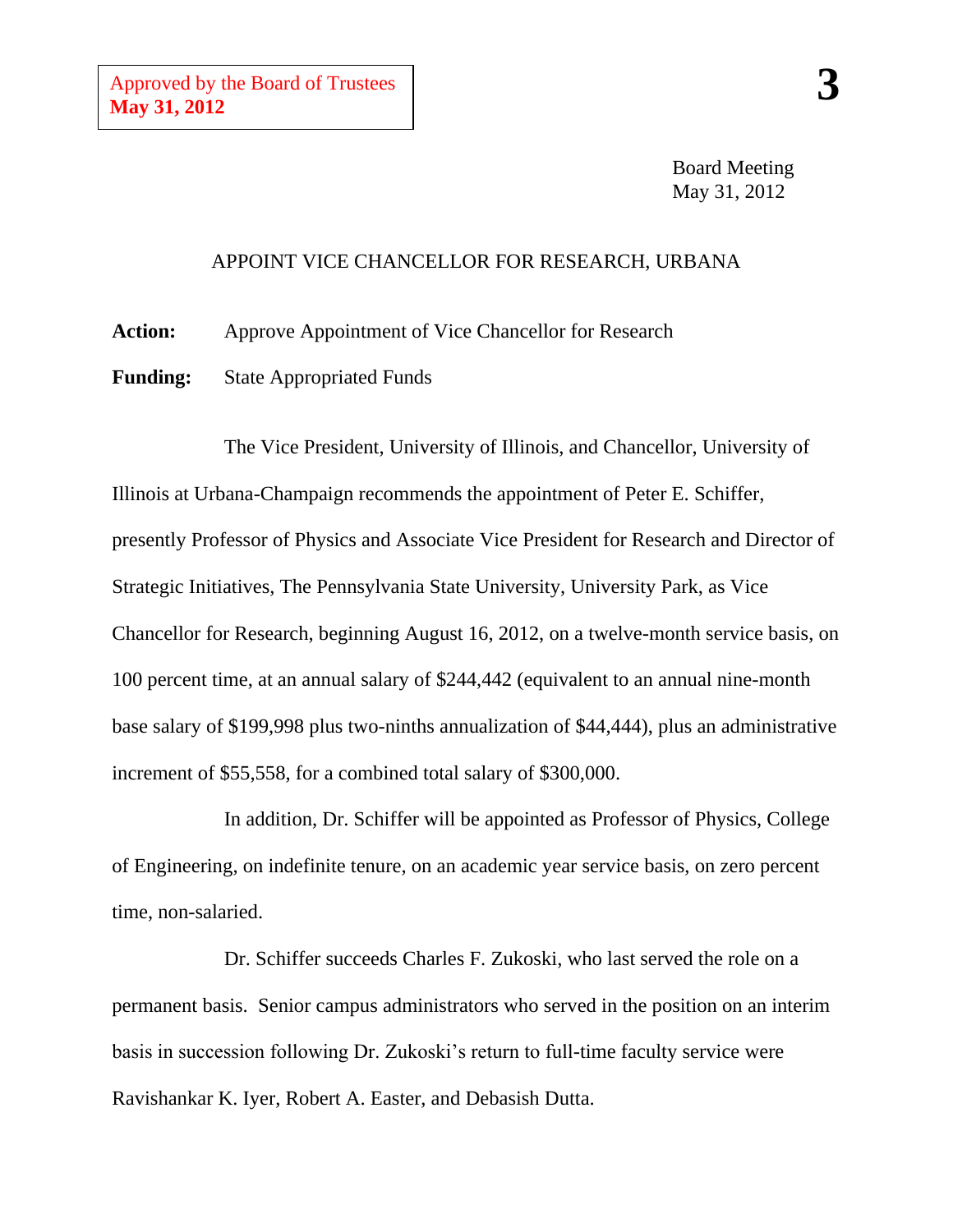Approved by the Board of Trustees
**May 31, 2012**

**3**

Board Meeting
May 31, 2012

## APPOINT VICE CHANCELLOR FOR RESEARCH, URBANA

**Action:** Approve Appointment of Vice Chancellor for Research

**Funding:** State Appropriated Funds

The Vice President, University of Illinois, and Chancellor, University of Illinois at Urbana-Champaign recommends the appointment of Peter E. Schiffer, presently Professor of Physics and Associate Vice President for Research and Director of Strategic Initiatives, The Pennsylvania State University, University Park, as Vice Chancellor for Research, beginning August 16, 2012, on a twelve-month service basis, on 100 percent time, at an annual salary of $244,442 (equivalent to an annual nine-month base salary of $199,998 plus two-ninths annualization of $44,444), plus an administrative increment of $55,558, for a combined total salary of $300,000.

In addition, Dr. Schiffer will be appointed as Professor of Physics, College of Engineering, on indefinite tenure, on an academic year service basis, on zero percent time, non-salaried.

Dr. Schiffer succeeds Charles F. Zukoski, who last served the role on a permanent basis. Senior campus administrators who served in the position on an interim basis in succession following Dr. Zukoski's return to full-time faculty service were Ravishankar K. Iyer, Robert A. Easter, and Debasish Dutta.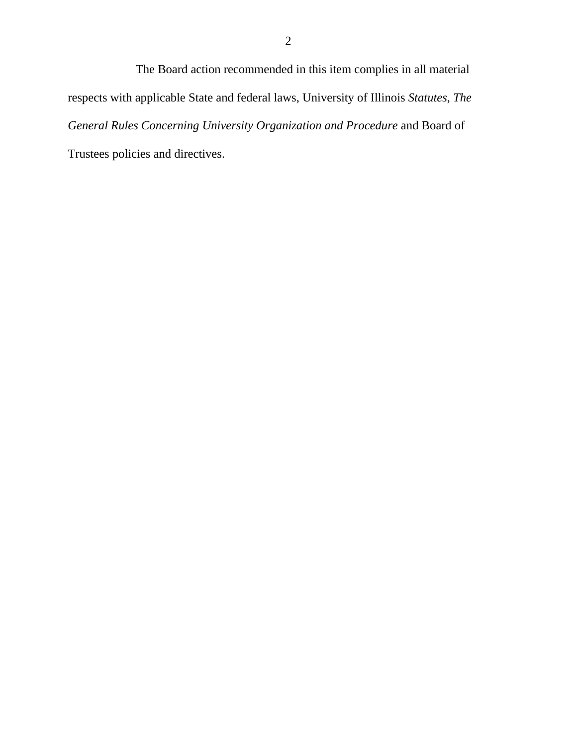The Board action recommended in this item complies in all material respects with applicable State and federal laws, University of Illinois *Statutes*, *The General Rules Concerning University Organization and Procedure* and Board of Trustees policies and directives.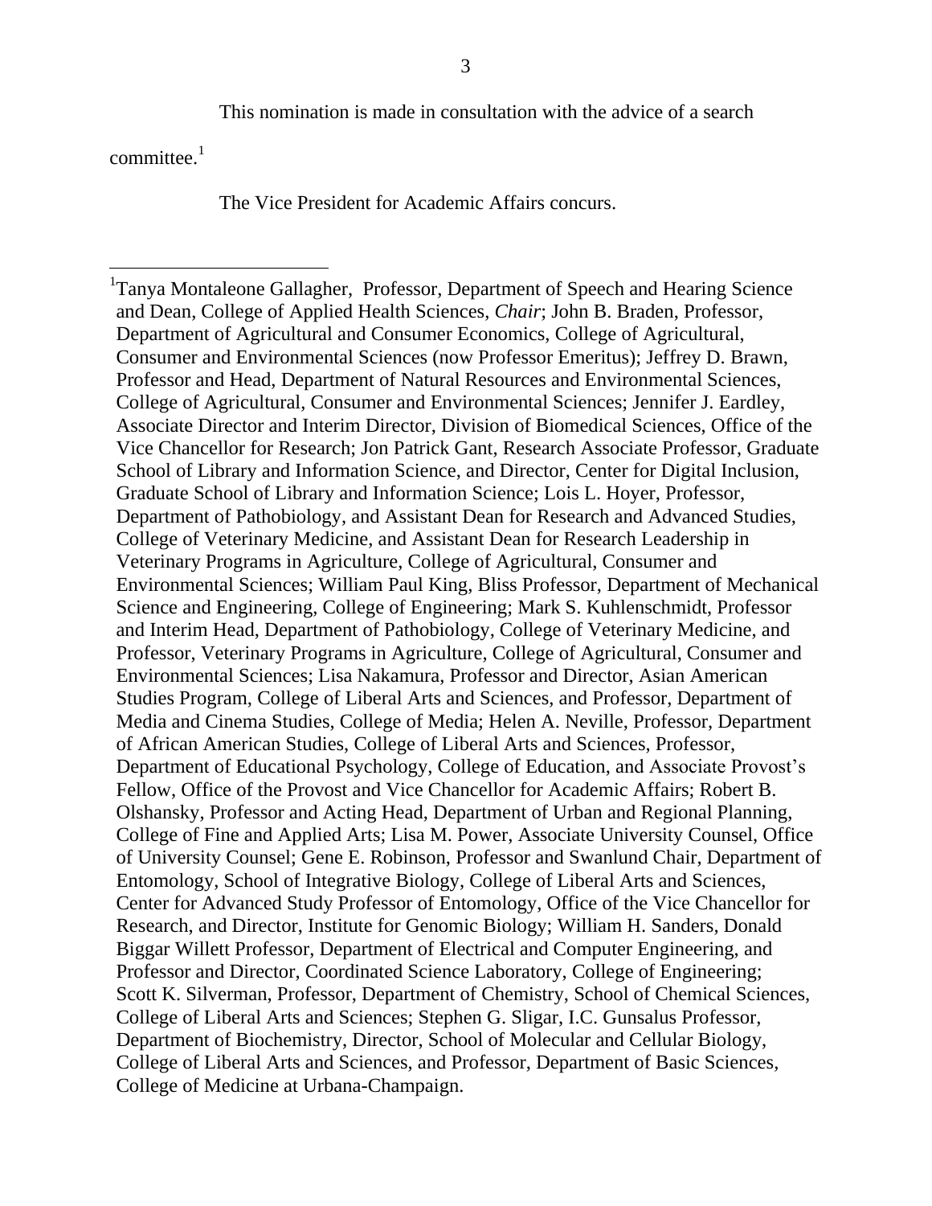This nomination is made in consultation with the advice of a search committee.[1]

The Vice President for Academic Affairs concurs.

---

[1]Tanya Montaleone Gallagher, Professor, Department of Speech and Hearing Science and Dean, College of Applied Health Sciences, *Chair*; John B. Braden, Professor, Department of Agricultural and Consumer Economics, College of Agricultural, Consumer and Environmental Sciences (now Professor Emeritus); Jeffrey D. Brawn, Professor and Head, Department of Natural Resources and Environmental Sciences, College of Agricultural, Consumer and Environmental Sciences; Jennifer J. Eardley, Associate Director and Interim Director, Division of Biomedical Sciences, Office of the Vice Chancellor for Research; Jon Patrick Gant, Research Associate Professor, Graduate School of Library and Information Science, and Director, Center for Digital Inclusion, Graduate School of Library and Information Science; Lois L. Hoyer, Professor, Department of Pathobiology, and Assistant Dean for Research and Advanced Studies, College of Veterinary Medicine, and Assistant Dean for Research Leadership in Veterinary Programs in Agriculture, College of Agricultural, Consumer and Environmental Sciences; William Paul King, Bliss Professor, Department of Mechanical Science and Engineering, College of Engineering; Mark S. Kuhlenschmidt, Professor and Interim Head, Department of Pathobiology, College of Veterinary Medicine, and Professor, Veterinary Programs in Agriculture, College of Agricultural, Consumer and Environmental Sciences; Lisa Nakamura, Professor and Director, Asian American Studies Program, College of Liberal Arts and Sciences, and Professor, Department of Media and Cinema Studies, College of Media; Helen A. Neville, Professor, Department of African American Studies, College of Liberal Arts and Sciences, Professor, Department of Educational Psychology, College of Education, and Associate Provost's Fellow, Office of the Provost and Vice Chancellor for Academic Affairs; Robert B. Olshansky, Professor and Acting Head, Department of Urban and Regional Planning, College of Fine and Applied Arts; Lisa M. Power, Associate University Counsel, Office of University Counsel; Gene E. Robinson, Professor and Swanlund Chair, Department of Entomology, School of Integrative Biology, College of Liberal Arts and Sciences, Center for Advanced Study Professor of Entomology, Office of the Vice Chancellor for Research, and Director, Institute for Genomic Biology; William H. Sanders, Donald Biggar Willett Professor, Department of Electrical and Computer Engineering, and Professor and Director, Coordinated Science Laboratory, College of Engineering; Scott K. Silverman, Professor, Department of Chemistry, School of Chemical Sciences, College of Liberal Arts and Sciences; Stephen G. Sligar, I.C. Gunsalus Professor, Department of Biochemistry, Director, School of Molecular and Cellular Biology, College of Liberal Arts and Sciences, and Professor, Department of Basic Sciences, College of Medicine at Urbana-Champaign.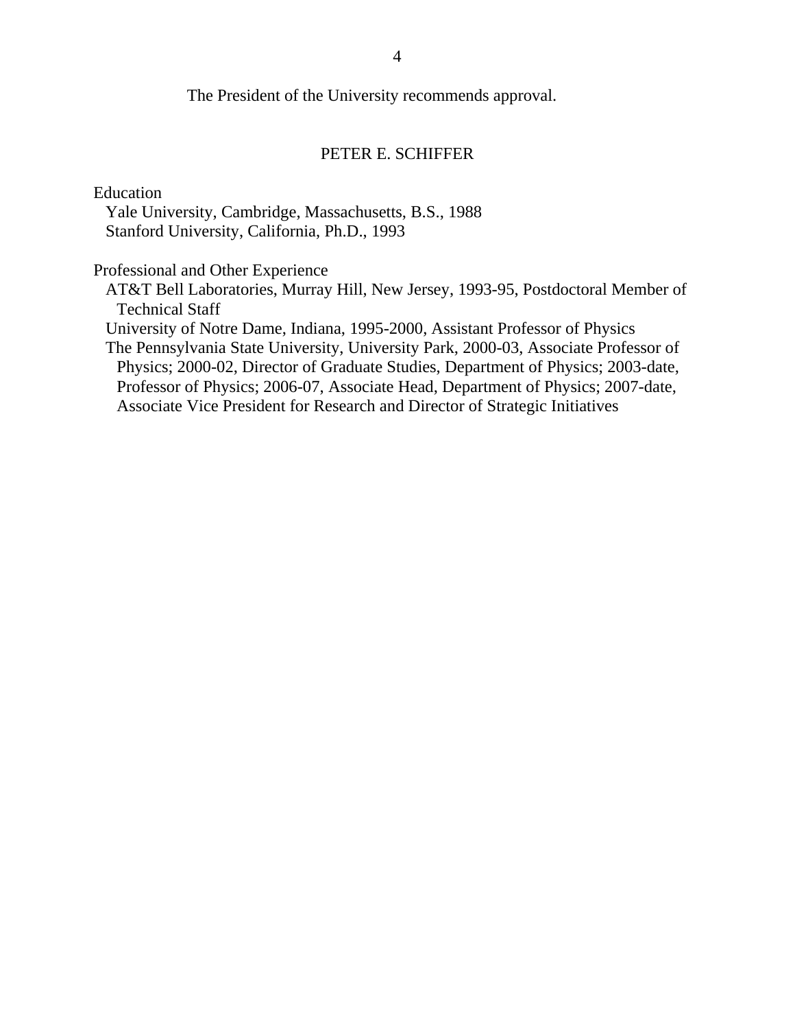The President of the University recommends approval.

## PETER E. SCHIFFER

Education

- Yale University, Cambridge, Massachusetts, B.S., 1988
- Stanford University, California, Ph.D., 1993

Professional and Other Experience

- AT&T Bell Laboratories, Murray Hill, New Jersey, 1993-95, Postdoctoral Member of Technical Staff
- University of Notre Dame, Indiana, 1995-2000, Assistant Professor of Physics
- The Pennsylvania State University, University Park, 2000-03, Associate Professor of Physics; 2000-02, Director of Graduate Studies, Department of Physics; 2003-date, Professor of Physics; 2006-07, Associate Head, Department of Physics; 2007-date, Associate Vice President for Research and Director of Strategic Initiatives